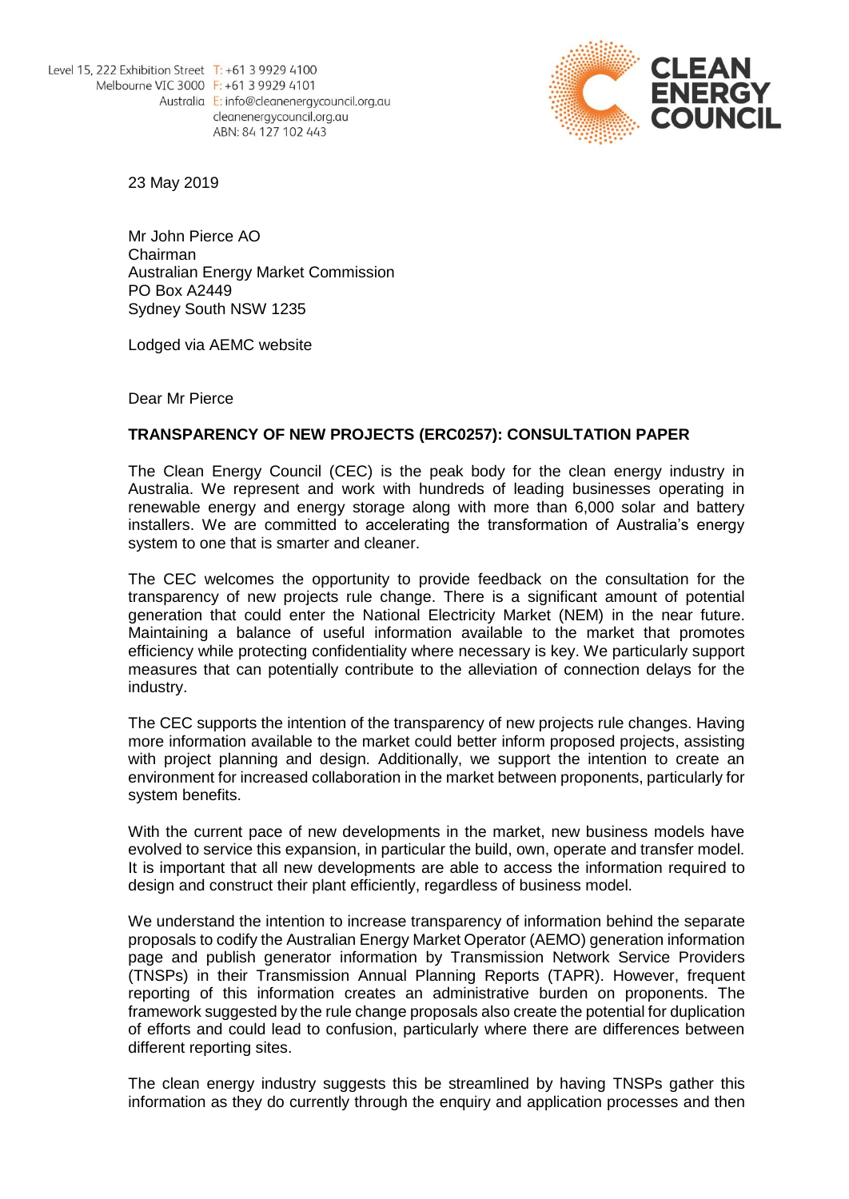Level 15, 222 Exhibition Street
Melbourne VIC 3000
Australia

T: +61 3 9929 4100
F: +61 3 9929 4101
E: info@cleanenergycouncil.org.au
cleanenergycouncil.org.au
ABN: 84 127 102 443

CLEAN ENERGY COUNCIL

23 May 2019

Mr John Pierce AO
Chairman
Australian Energy Market Commission
PO Box A2449
Sydney South NSW 1235

Lodged via AEMC website

Dear Mr Pierce

**TRANSPARENCY OF NEW PROJECTS (ERC0257): CONSULTATION PAPER**

The Clean Energy Council (CEC) is the peak body for the clean energy industry in Australia. We represent and work with hundreds of leading businesses operating in renewable energy and energy storage along with more than 6,000 solar and battery installers. We are committed to accelerating the transformation of Australia's energy system to one that is smarter and cleaner.

The CEC welcomes the opportunity to provide feedback on the consultation for the transparency of new projects rule change. There is a significant amount of potential generation that could enter the National Electricity Market (NEM) in the near future. Maintaining a balance of useful information available to the market that promotes efficiency while protecting confidentiality where necessary is key. We particularly support measures that can potentially contribute to the alleviation of connection delays for the industry.

The CEC supports the intention of the transparency of new projects rule changes. Having more information available to the market could better inform proposed projects, assisting with project planning and design. Additionally, we support the intention to create an environment for increased collaboration in the market between proponents, particularly for system benefits.

With the current pace of new developments in the market, new business models have evolved to service this expansion, in particular the build, own, operate and transfer model. It is important that all new developments are able to access the information required to design and construct their plant efficiently, regardless of business model.

We understand the intention to increase transparency of information behind the separate proposals to codify the Australian Energy Market Operator (AEMO) generation information page and publish generator information by Transmission Network Service Providers (TNSPs) in their Transmission Annual Planning Reports (TAPR). However, frequent reporting of this information creates an administrative burden on proponents. The framework suggested by the rule change proposals also create the potential for duplication of efforts and could lead to confusion, particularly where there are differences between different reporting sites.

The clean energy industry suggests this be streamlined by having TNSPs gather this information as they do currently through the enquiry and application processes and then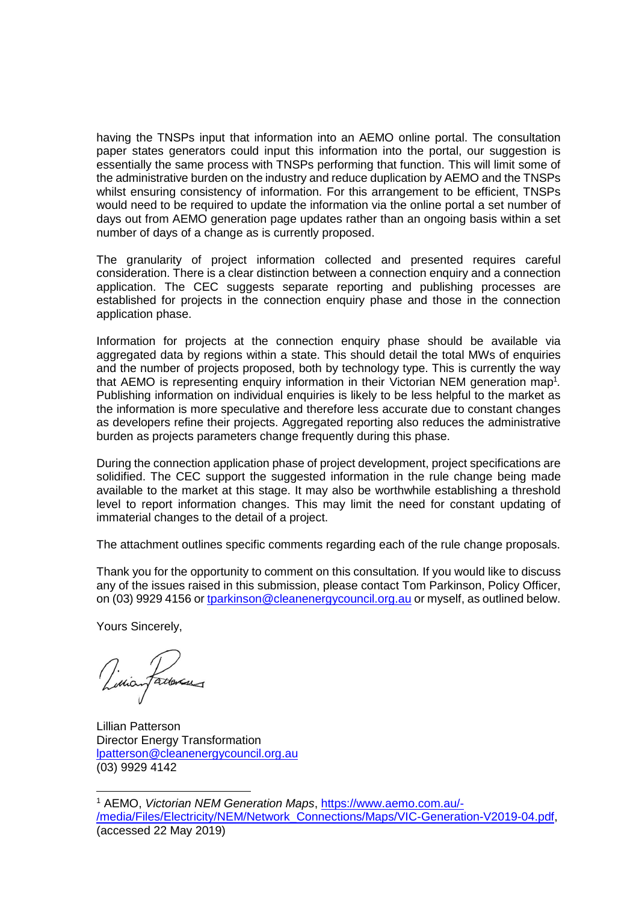having the TNSPs input that information into an AEMO online portal. The consultation paper states generators could input this information into the portal, our suggestion is essentially the same process with TNSPs performing that function. This will limit some of the administrative burden on the industry and reduce duplication by AEMO and the TNSPs whilst ensuring consistency of information. For this arrangement to be efficient, TNSPs would need to be required to update the information via the online portal a set number of days out from AEMO generation page updates rather than an ongoing basis within a set number of days of a change as is currently proposed.

The granularity of project information collected and presented requires careful consideration. There is a clear distinction between a connection enquiry and a connection application. The CEC suggests separate reporting and publishing processes are established for projects in the connection enquiry phase and those in the connection application phase.

Information for projects at the connection enquiry phase should be available via aggregated data by regions within a state. This should detail the total MWs of enquiries and the number of projects proposed, both by technology type. This is currently the way that AEMO is representing enquiry information in their Victorian NEM generation map[1]. Publishing information on individual enquiries is likely to be less helpful to the market as the information is more speculative and therefore less accurate due to constant changes as developers refine their projects. Aggregated reporting also reduces the administrative burden as projects parameters change frequently during this phase.

During the connection application phase of project development, project specifications are solidified. The CEC support the suggested information in the rule change being made available to the market at this stage. It may also be worthwhile establishing a threshold level to report information changes. This may limit the need for constant updating of immaterial changes to the detail of a project.

The attachment outlines specific comments regarding each of the rule change proposals.

Thank you for the opportunity to comment on this consultation. If you would like to discuss any of the issues raised in this submission, please contact Tom Parkinson, Policy Officer, on (03) 9929 4156 or tparkinson@cleanenergycouncil.org.au or myself, as outlined below.

Yours Sincerely,

Lillian Patterson
Director Energy Transformation
lpatterson@cleanenergycouncil.org.au
(03) 9929 4142

---

[1] AEMO, *Victorian NEM Generation Maps*, https://www.aemo.com.au/-/media/Files/Electricity/NEM/Network_Connections/Maps/VIC-Generation-V2019-04.pdf, (accessed 22 May 2019)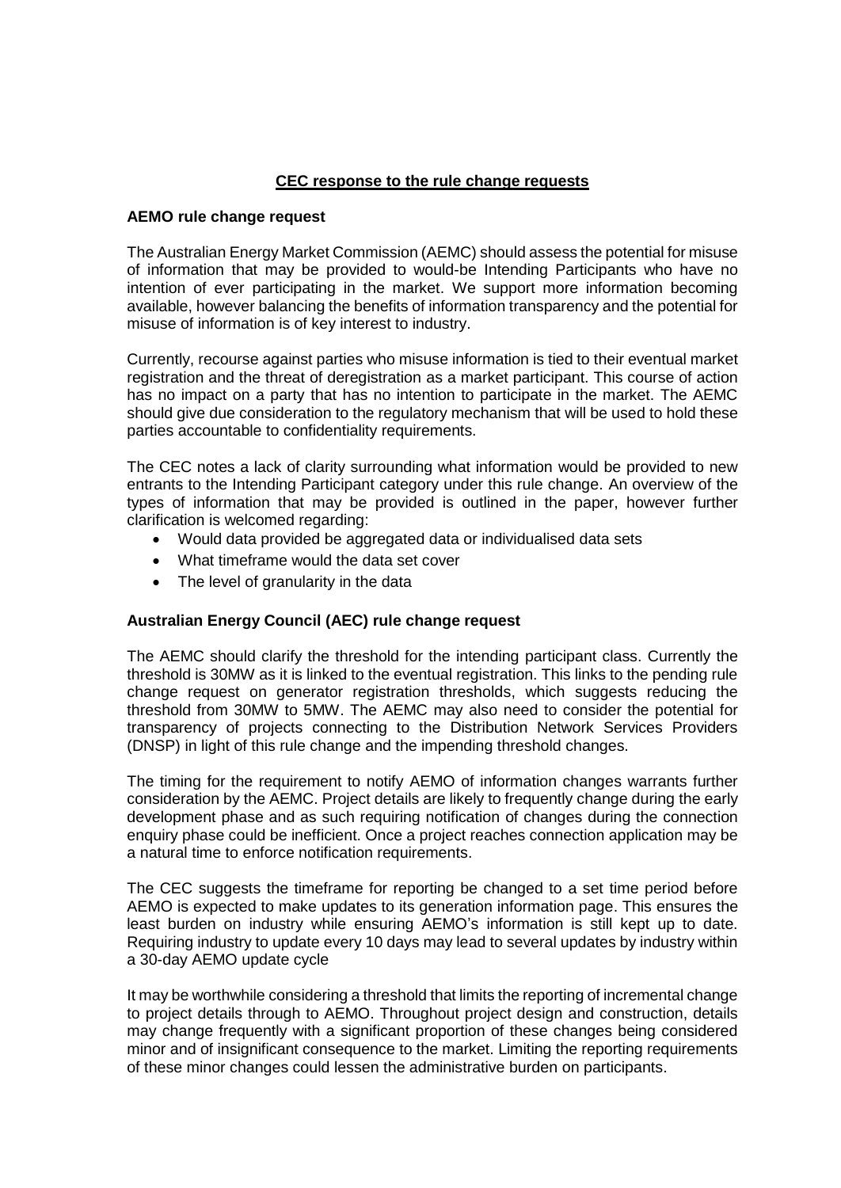## **CEC response to the rule change requests**

### **AEMO rule change request**

The Australian Energy Market Commission (AEMC) should assess the potential for misuse of information that may be provided to would-be Intending Participants who have no intention of ever participating in the market. We support more information becoming available, however balancing the benefits of information transparency and the potential for misuse of information is of key interest to industry.

Currently, recourse against parties who misuse information is tied to their eventual market registration and the threat of deregistration as a market participant. This course of action has no impact on a party that has no intention to participate in the market. The AEMC should give due consideration to the regulatory mechanism that will be used to hold these parties accountable to confidentiality requirements.

The CEC notes a lack of clarity surrounding what information would be provided to new entrants to the Intending Participant category under this rule change. An overview of the types of information that may be provided is outlined in the paper, however further clarification is welcomed regarding:

- Would data provided be aggregated data or individualised data sets
- What timeframe would the data set cover
- The level of granularity in the data

### **Australian Energy Council (AEC) rule change request**

The AEMC should clarify the threshold for the intending participant class. Currently the threshold is 30MW as it is linked to the eventual registration. This links to the pending rule change request on generator registration thresholds, which suggests reducing the threshold from 30MW to 5MW. The AEMC may also need to consider the potential for transparency of projects connecting to the Distribution Network Services Providers (DNSP) in light of this rule change and the impending threshold changes.

The timing for the requirement to notify AEMO of information changes warrants further consideration by the AEMC. Project details are likely to frequently change during the early development phase and as such requiring notification of changes during the connection enquiry phase could be inefficient. Once a project reaches connection application may be a natural time to enforce notification requirements.

The CEC suggests the timeframe for reporting be changed to a set time period before AEMO is expected to make updates to its generation information page. This ensures the least burden on industry while ensuring AEMO's information is still kept up to date. Requiring industry to update every 10 days may lead to several updates by industry within a 30-day AEMO update cycle

It may be worthwhile considering a threshold that limits the reporting of incremental change to project details through to AEMO. Throughout project design and construction, details may change frequently with a significant proportion of these changes being considered minor and of insignificant consequence to the market. Limiting the reporting requirements of these minor changes could lessen the administrative burden on participants.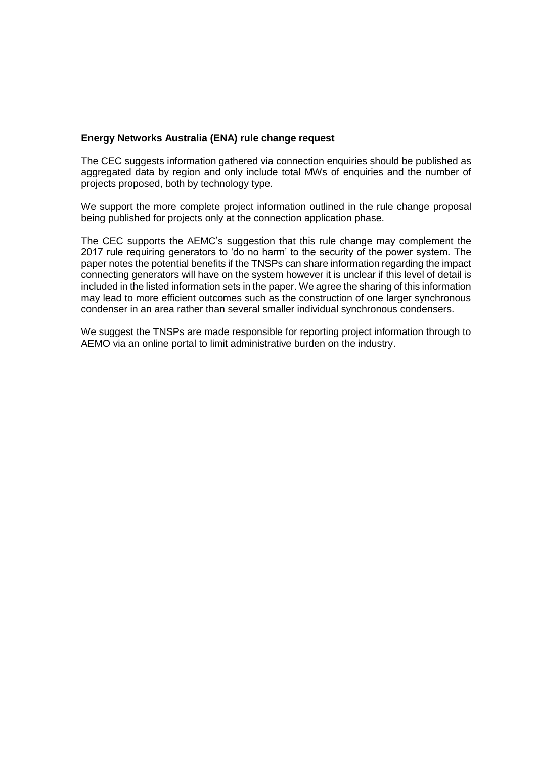**Energy Networks Australia (ENA) rule change request**

The CEC suggests information gathered via connection enquiries should be published as aggregated data by region and only include total MWs of enquiries and the number of projects proposed, both by technology type.

We support the more complete project information outlined in the rule change proposal being published for projects only at the connection application phase.

The CEC supports the AEMC's suggestion that this rule change may complement the 2017 rule requiring generators to 'do no harm' to the security of the power system. The paper notes the potential benefits if the TNSPs can share information regarding the impact connecting generators will have on the system however it is unclear if this level of detail is included in the listed information sets in the paper. We agree the sharing of this information may lead to more efficient outcomes such as the construction of one larger synchronous condenser in an area rather than several smaller individual synchronous condensers.

We suggest the TNSPs are made responsible for reporting project information through to AEMO via an online portal to limit administrative burden on the industry.